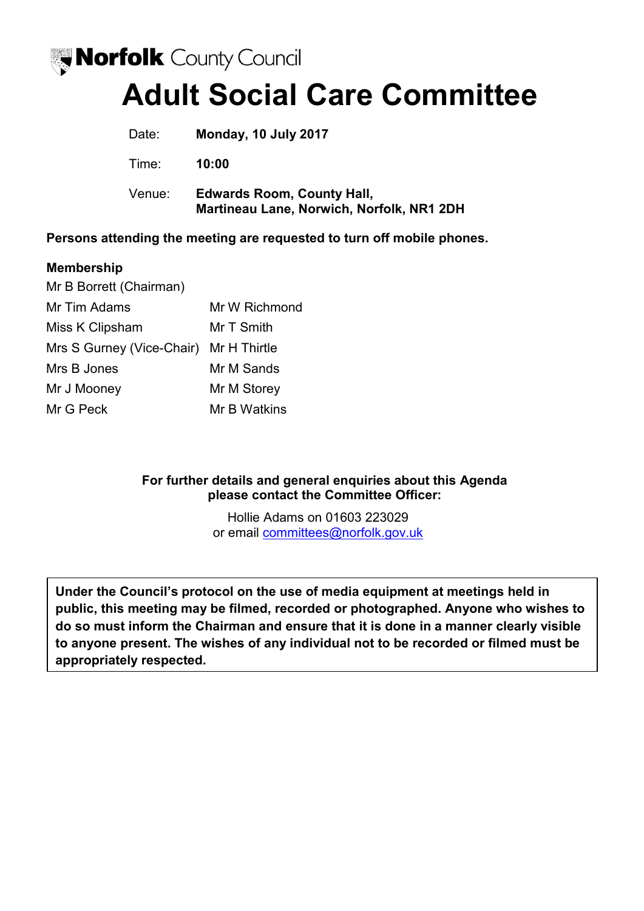Norfolk County Council

# Adult Social Care Committee

| | |
|---|---|
| Date: | **Monday, 10 July 2017** |
| Time: | **10:00** |
| Venue: | **Edwards Room, County Hall, Martineau Lane, Norwich, Norfolk, NR1 2DH** |

**Persons attending the meeting are requested to turn off mobile phones.**

**Membership**

Mr B Borrett (Chairman)

| | |
|---|---|
| Mr Tim Adams | Mr W Richmond |
| Miss K Clipsham | Mr T Smith |
| Mrs S Gurney (Vice-Chair) | Mr H Thirtle |
| Mrs B Jones | Mr M Sands |
| Mr J Mooney | Mr M Storey |
| Mr G Peck | Mr B Watkins |

**For further details and general enquiries about this Agenda please contact the Committee Officer:**

Hollie Adams on 01603 223029
or email committees@norfolk.gov.uk

**Under the Council's protocol on the use of media equipment at meetings held in public, this meeting may be filmed, recorded or photographed. Anyone who wishes to do so must inform the Chairman and ensure that it is done in a manner clearly visible to anyone present. The wishes of any individual not to be recorded or filmed must be appropriately respected.**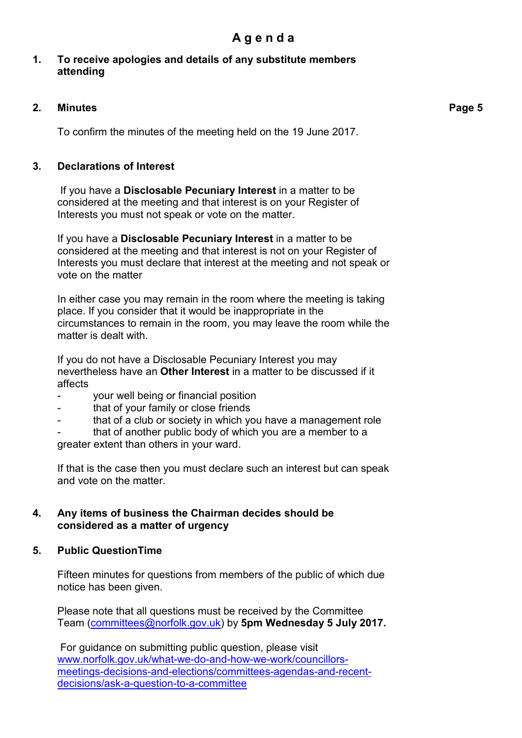# Agenda

**1. To receive apologies and details of any substitute members attending**

**2. Minutes** **Page 5**

To confirm the minutes of the meeting held on the 19 June 2017.

**3. Declarations of Interest**

If you have a **Disclosable Pecuniary Interest** in a matter to be considered at the meeting and that interest is on your Register of Interests you must not speak or vote on the matter.

If you have a **Disclosable Pecuniary Interest** in a matter to be considered at the meeting and that interest is not on your Register of Interests you must declare that interest at the meeting and not speak or vote on the matter

In either case you may remain in the room where the meeting is taking place. If you consider that it would be inappropriate in the circumstances to remain in the room, you may leave the room while the matter is dealt with.

If you do not have a Disclosable Pecuniary Interest you may nevertheless have an **Other Interest** in a matter to be discussed if it affects

- your well being or financial position
- that of your family or close friends
- that of a club or society in which you have a management role
- that of another public body of which you are a member to a greater extent than others in your ward.

If that is the case then you must declare such an interest but can speak and vote on the matter.

**4. Any items of business the Chairman decides should be considered as a matter of urgency**

**5. Public QuestionTime**

Fifteen minutes for questions from members of the public of which due notice has been given.

Please note that all questions must be received by the Committee Team ([committees@norfolk.gov.uk](mailto:committees@norfolk.gov.uk)) by **5pm Wednesday 5 July 2017.**

For guidance on submitting public question, please visit [www.norfolk.gov.uk/what-we-do-and-how-we-work/councillors-meetings-decisions-and-elections/committees-agendas-and-recent-decisions/ask-a-question-to-a-committee](http://www.norfolk.gov.uk/what-we-do-and-how-we-work/councillors-meetings-decisions-and-elections/committees-agendas-and-recent-decisions/ask-a-question-to-a-committee)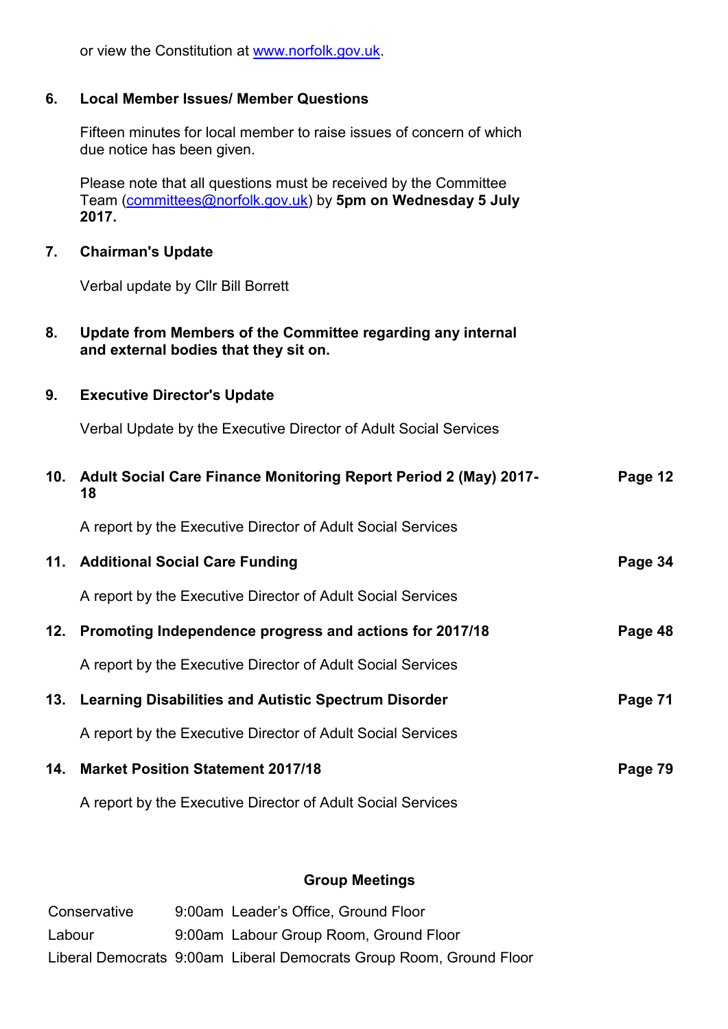or view the Constitution at www.norfolk.gov.uk.

**6. Local Member Issues/ Member Questions**

Fifteen minutes for local member to raise issues of concern of which due notice has been given.

Please note that all questions must be received by the Committee Team (committees@norfolk.gov.uk) by **5pm on Wednesday 5 July 2017.**

**7. Chairman's Update**

Verbal update by Cllr Bill Borrett

**8. Update from Members of the Committee regarding any internal and external bodies that they sit on.**

**9. Executive Director's Update**

Verbal Update by the Executive Director of Adult Social Services

**10. Adult Social Care Finance Monitoring Report Period 2 (May) 2017-18** — **Page 12**

A report by the Executive Director of Adult Social Services

**11. Additional Social Care Funding** — **Page 34**

A report by the Executive Director of Adult Social Services

**12. Promoting Independence progress and actions for 2017/18** — **Page 48**

A report by the Executive Director of Adult Social Services

**13. Learning Disabilities and Autistic Spectrum Disorder** — **Page 71**

A report by the Executive Director of Adult Social Services

**14. Market Position Statement 2017/18** — **Page 79**

A report by the Executive Director of Adult Social Services

**Group Meetings**

| | | |
|---|---|---|
| Conservative | 9:00am | Leader's Office, Ground Floor |
| Labour | 9:00am | Labour Group Room, Ground Floor |
| Liberal Democrats | 9:00am | Liberal Democrats Group Room, Ground Floor |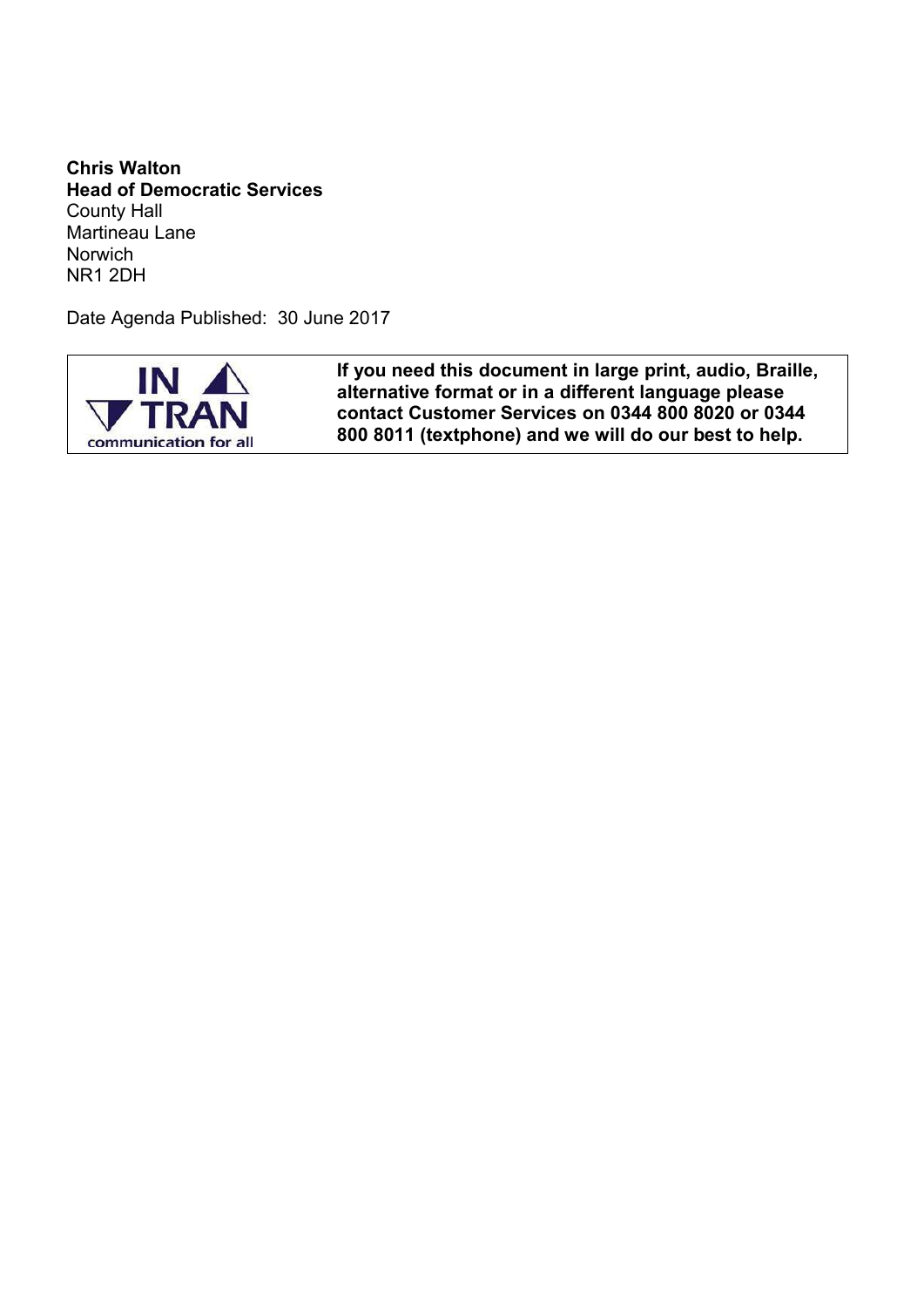**Chris Walton**
**Head of Democratic Services**
County Hall
Martineau Lane
Norwich
NR1 2DH

Date Agenda Published: 30 June 2017

**If you need this document in large print, audio, Braille, alternative format or in a different language please contact Customer Services on 0344 800 8020 or 0344 800 8011 (textphone) and we will do our best to help.**